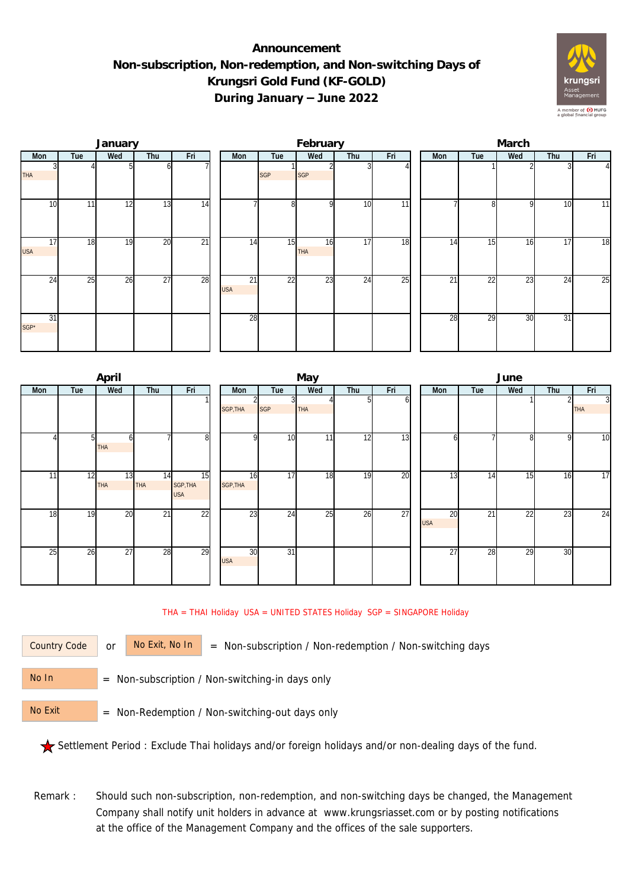# Announcement
# Non-subscription, Non-redemption, and Non-switching Days of Krungsri Gold Fund (KF-GOLD)
# During January – June 2022

### January

| Mon | Tue | Wed | Thu | Fri |
|---|---|---|---|---|
| 3 THA | 4 | 5 | 6 | 7 |
| 10 | 11 | 12 | 13 | 14 |
| 17 USA | 18 | 19 | 20 | 21 |
| 24 | 25 | 26 | 27 | 28 |
| 31 SGP* | | | | |

### February

| Mon | Tue | Wed | Thu | Fri |
|---|---|---|---|---|
| | 1 SGP | 2 SGP | 3 | 4 |
| 7 | 8 | 9 | 10 | 11 |
| 14 | 15 | 16 THA | 17 | 18 |
| 21 USA | 22 | 23 | 24 | 25 |
| 28 | | | | |

### March

| Mon | Tue | Wed | Thu | Fri |
|---|---|---|---|---|
| | 1 | 2 | 3 | 4 |
| 7 | 8 | 9 | 10 | 11 |
| 14 | 15 | 16 | 17 | 18 |
| 21 | 22 | 23 | 24 | 25 |
| 28 | 29 | 30 | 31 | |

### April

| Mon | Tue | Wed | Thu | Fri |
|---|---|---|---|---|
| | | | | 1 |
| 4 | 5 | 6 THA | 7 | 8 |
| 11 | 12 | 13 THA | 14 THA | 15 SGP,THA USA |
| 18 | 19 | 20 | 21 | 22 |
| 25 | 26 | 27 | 28 | 29 |

### May

| Mon | Tue | Wed | Thu | Fri |
|---|---|---|---|---|
| 2 SGP,THA | 3 SGP | 4 THA | 5 | 6 |
| 9 | 10 | 11 | 12 | 13 |
| 16 SGP,THA | 17 | 18 | 19 | 20 |
| 23 | 24 | 25 | 26 | 27 |
| 30 USA | 31 | | | |

### June

| Mon | Tue | Wed | Thu | Fri |
|---|---|---|---|---|
| | | 1 | 2 | 3 THA |
| 6 | 7 | 8 | 9 | 10 |
| 13 | 14 | 15 | 16 | 17 |
| 20 USA | 21 | 22 | 23 | 24 |
| 27 | 28 | 29 | 30 | |

THA = THAI Holiday USA = UNITED STATES Holiday SGP = SINGAPORE Holiday

Country Code or No Exit, No In = Non-subscription / Non-redemption / Non-switching days

No In = Non-subscription / Non-switching-in days only

No Exit = Non-Redemption / Non-switching-out days only

★ Settlement Period : Exclude Thai holidays and/or foreign holidays and/or non-dealing days of the fund.

Remark : Should such non-subscription, non-redemption, and non-switching days be changed, the Management Company shall notify unit holders in advance at www.krungsriasset.com or by posting notifications at the office of the Management Company and the offices of the sale supporters.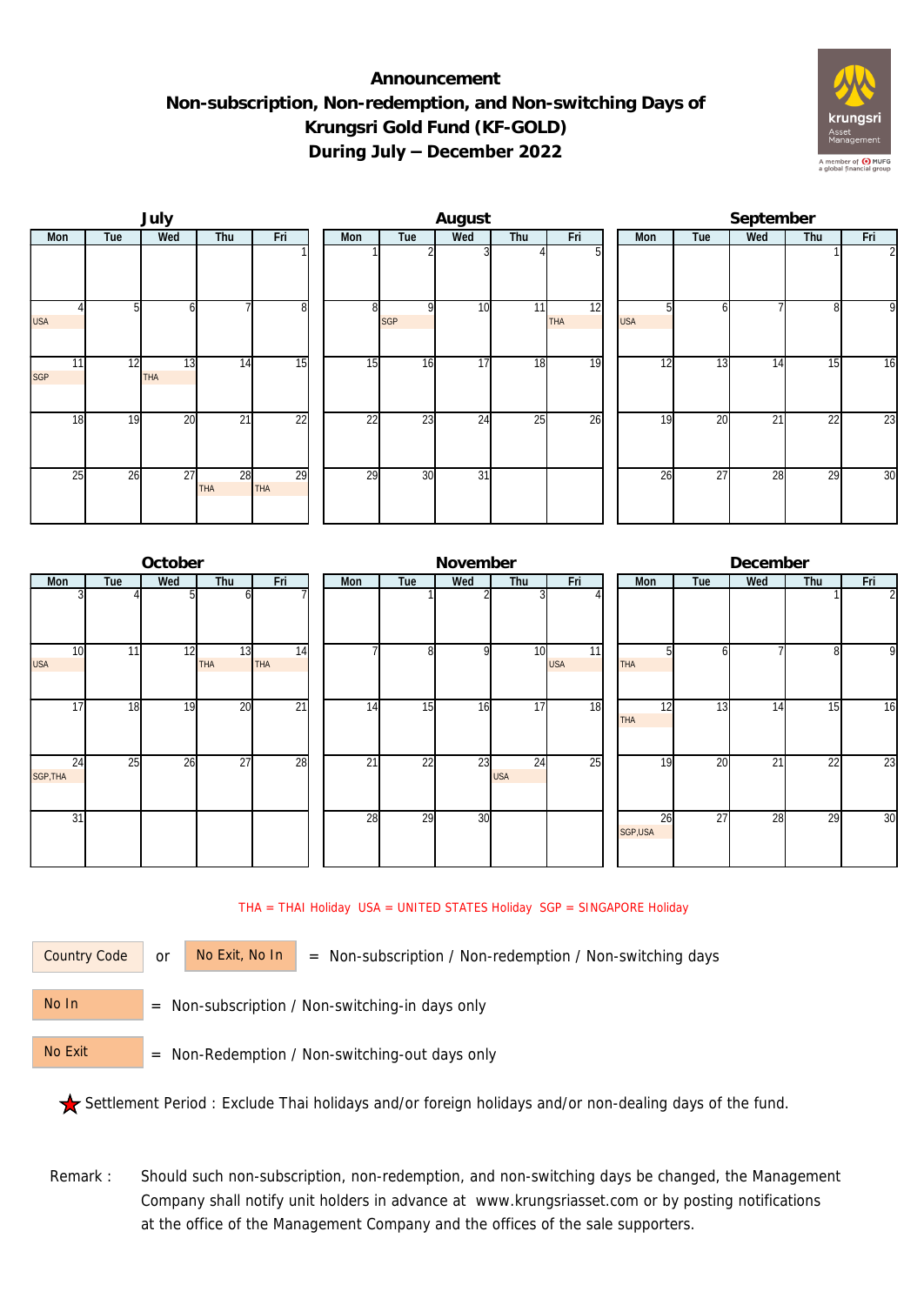**Announcement**

**Non-subscription, Non-redemption, and Non-switching Days of Krungsri Gold Fund (KF-GOLD)**

**During July – December 2022**

### July

| Mon | Tue | Wed | Thu | Fri |
|---|---|---|---|---|
| | | | | 1 |
| 4 USA | 5 | 6 | 7 | 8 |
| 11 SGP | 12 | 13 THA | 14 | 15 |
| 18 | 19 | 20 | 21 | 22 |
| 25 | 26 | 27 | 28 THA | 29 THA |

### August

| Mon | Tue | Wed | Thu | Fri |
|---|---|---|---|---|
| 1 | 2 | 3 | 4 | 5 |
| 8 | 9 SGP | 10 | 11 | 12 THA |
| 15 | 16 | 17 | 18 | 19 |
| 22 | 23 | 24 | 25 | 26 |
| 29 | 30 | 31 | | |

### September

| Mon | Tue | Wed | Thu | Fri |
|---|---|---|---|---|
| | | | 1 | 2 |
| 5 USA | 6 | 7 | 8 | 9 |
| 12 | 13 | 14 | 15 | 16 |
| 19 | 20 | 21 | 22 | 23 |
| 26 | 27 | 28 | 29 | 30 |

### October

| Mon | Tue | Wed | Thu | Fri |
|---|---|---|---|---|
| 3 | 4 | 5 | 6 | 7 |
| 10 USA | 11 | 12 | 13 THA | 14 THA |
| 17 | 18 | 19 | 20 | 21 |
| 24 SGP,THA | 25 | 26 | 27 | 28 |
| 31 | | | | |

### November

| Mon | Tue | Wed | Thu | Fri |
|---|---|---|---|---|
| | 1 | 2 | 3 | 4 |
| 7 | 8 | 9 | 10 | 11 USA |
| 14 | 15 | 16 | 17 | 18 |
| 21 | 22 | 23 | 24 USA | 25 |
| 28 | 29 | 30 | | |

### December

| Mon | Tue | Wed | Thu | Fri |
|---|---|---|---|---|
| | | | 1 | 2 |
| 5 THA | 6 | 7 | 8 | 9 |
| 12 THA | 13 | 14 | 15 | 16 |
| 19 | 20 | 21 | 22 | 23 |
| 26 SGP,USA | 27 | 28 | 29 | 30 |

THA = THAI Holiday USA = UNITED STATES Holiday SGP = SINGAPORE Holiday

Country Code or No Exit, No In = Non-subscription / Non-redemption / Non-switching days

No In = Non-subscription / Non-switching-in days only

No Exit = Non-Redemption / Non-switching-out days only

★ Settlement Period : Exclude Thai holidays and/or foreign holidays and/or non-dealing days of the fund.

Remark : Should such non-subscription, non-redemption, and non-switching days be changed, the Management Company shall notify unit holders in advance at www.krungsriasset.com or by posting notifications at the office of the Management Company and the offices of the sale supporters.